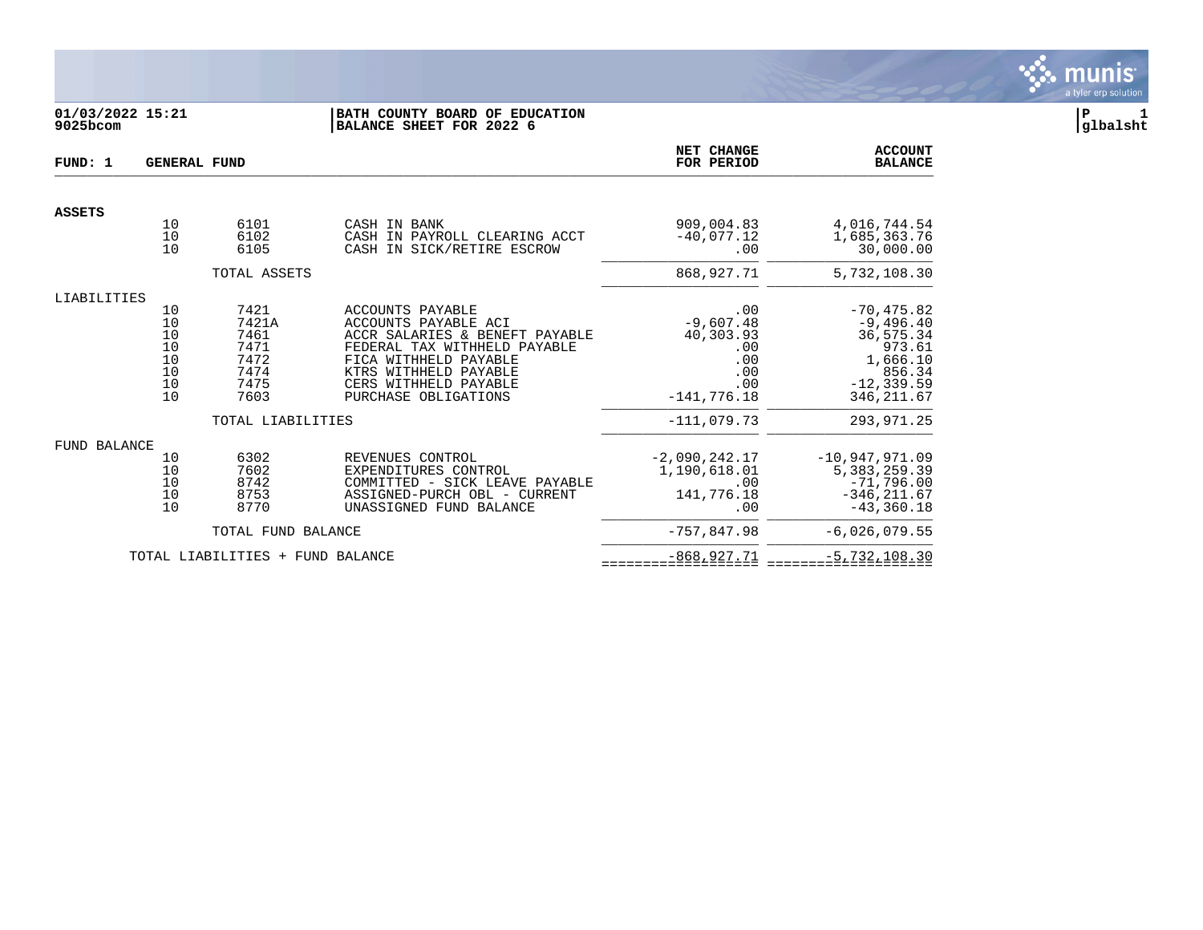01/03/2022 15:21
9025bcom

**BATH COUNTY BOARD OF EDUCATION**
**BALANCE SHEET FOR 2022 6**

P 1
glbalsht

**FUND: 1 GENERAL FUND**

| | | | | NET CHANGE FOR PERIOD | ACCOUNT BALANCE |
|---|---|---|---|---|---|
| **ASSETS** | | | | | |
| | 10 | 6101 | CASH IN BANK | 909,004.83 | 4,016,744.54 |
| | 10 | 6102 | CASH IN PAYROLL CLEARING ACCT | -40,077.12 | 1,685,363.76 |
| | 10 | 6105 | CASH IN SICK/RETIRE ESCROW | .00 | 30,000.00 |
| | | TOTAL ASSETS | | 868,927.71 | 5,732,108.30 |
| LIABILITIES | | | | | |
| | 10 | 7421 | ACCOUNTS PAYABLE | .00 | -70,475.82 |
| | 10 | 7421A | ACCOUNTS PAYABLE ACI | -9,607.48 | -9,496.40 |
| | 10 | 7461 | ACCR SALARIES & BENEFT PAYABLE | 40,303.93 | 36,575.34 |
| | 10 | 7471 | FEDERAL TAX WITHHELD PAYABLE | .00 | 973.61 |
| | 10 | 7472 | FICA WITHHELD PAYABLE | .00 | 1,666.10 |
| | 10 | 7474 | KTRS WITHHELD PAYABLE | .00 | 856.34 |
| | 10 | 7475 | CERS WITHHELD PAYABLE | .00 | -12,339.59 |
| | 10 | 7603 | PURCHASE OBLIGATIONS | -141,776.18 | 346,211.67 |
| | | TOTAL LIABILITIES | | -111,079.73 | 293,971.25 |
| FUND BALANCE | | | | | |
| | 10 | 6302 | REVENUES CONTROL | -2,090,242.17 | -10,947,971.09 |
| | 10 | 7602 | EXPENDITURES CONTROL | 1,190,618.01 | 5,383,259.39 |
| | 10 | 8742 | COMMITTED - SICK LEAVE PAYABLE | .00 | -71,796.00 |
| | 10 | 8753 | ASSIGNED-PURCH OBL - CURRENT | 141,776.18 | -346,211.67 |
| | 10 | 8770 | UNASSIGNED FUND BALANCE | .00 | -43,360.18 |
| | | TOTAL FUND BALANCE | | -757,847.98 | -6,026,079.55 |
| | TOTAL LIABILITIES + FUND BALANCE | | | -868,927.71 | -5,732,108.30 |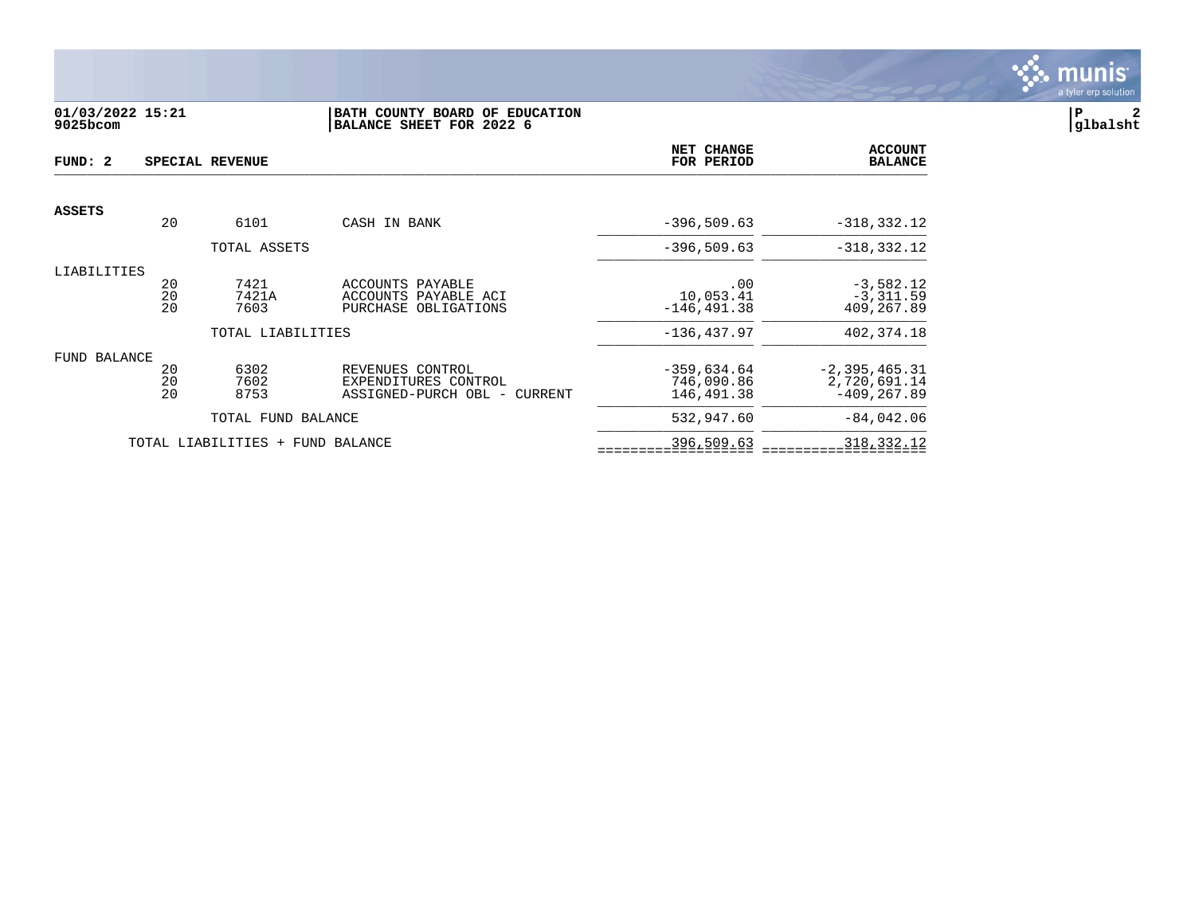**01/03/2022 15:21** | **BATH COUNTY BOARD OF EDUCATION**
**9025bcom** | **BALANCE SHEET FOR 2022 6**

**FUND: 2 SPECIAL REVENUE**

| | | | | NET CHANGE FOR PERIOD | ACCOUNT BALANCE |
|---|---|---|---|---|---|
| **ASSETS** | | | | | |
| | 20 | 6101 | CASH IN BANK | -396,509.63 | -318,332.12 |
| | | TOTAL ASSETS | | -396,509.63 | -318,332.12 |
| LIABILITIES | | | | | |
| | 20 | 7421 | ACCOUNTS PAYABLE | .00 | -3,582.12 |
| | 20 | 7421A | ACCOUNTS PAYABLE ACI | 10,053.41 | -3,311.59 |
| | 20 | 7603 | PURCHASE OBLIGATIONS | -146,491.38 | 409,267.89 |
| | | TOTAL LIABILITIES | | -136,437.97 | 402,374.18 |
| FUND BALANCE | | | | | |
| | 20 | 6302 | REVENUES CONTROL | -359,634.64 | -2,395,465.31 |
| | 20 | 7602 | EXPENDITURES CONTROL | 746,090.86 | 2,720,691.14 |
| | 20 | 8753 | ASSIGNED-PURCH OBL - CURRENT | 146,491.38 | -409,267.89 |
| | | TOTAL FUND BALANCE | | 532,947.60 | -84,042.06 |
| TOTAL LIABILITIES + FUND BALANCE | | | | 396,509.63 | 318,332.12 |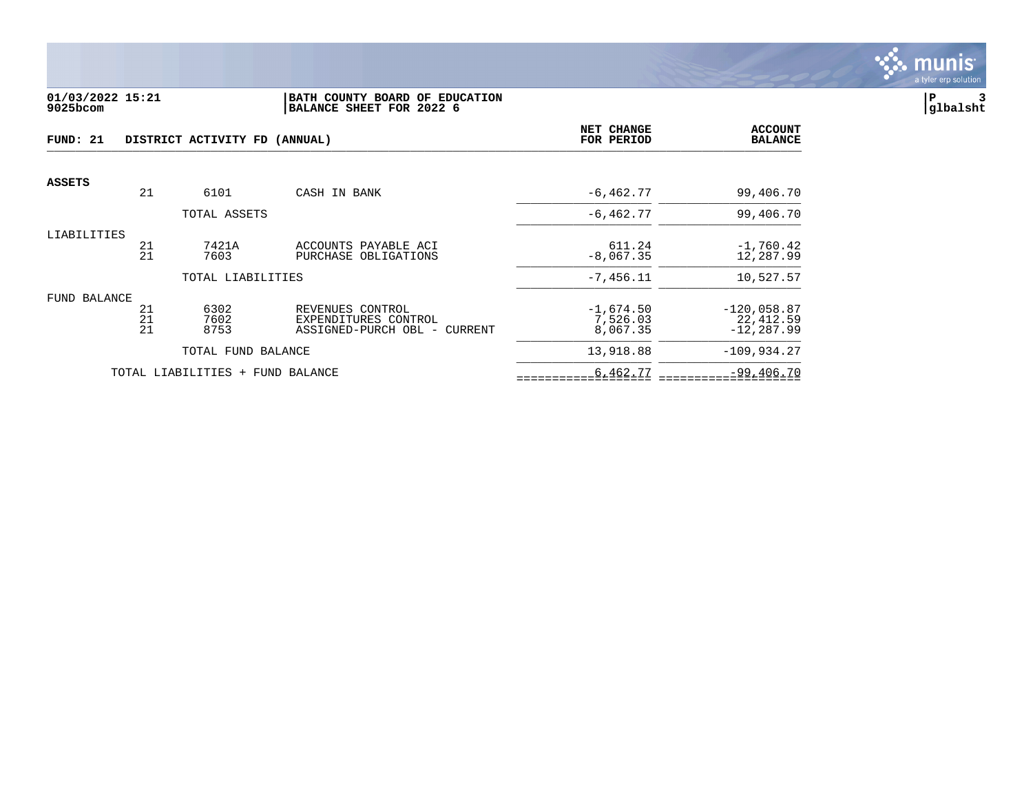**01/03/2022 15:21**
**9025bcom**

**BATH COUNTY BOARD OF EDUCATION**
**BALANCE SHEET FOR 2022 6**

**P 3**
**glbalsht**

| FUND: 21 | DISTRICT ACTIVITY FD (ANNUAL) | | | NET CHANGE FOR PERIOD | ACCOUNT BALANCE |
|---|---|---|---|---|---|
| **ASSETS** | | | | | |
| | 21 | 6101 | CASH IN BANK | -6,462.77 | 99,406.70 |
| | | TOTAL ASSETS | | -6,462.77 | 99,406.70 |
| LIABILITIES | | | | | |
| | 21 | 7421A | ACCOUNTS PAYABLE ACI | 611.24 | -1,760.42 |
| | 21 | 7603 | PURCHASE OBLIGATIONS | -8,067.35 | 12,287.99 |
| | | TOTAL LIABILITIES | | -7,456.11 | 10,527.57 |
| FUND BALANCE | | | | | |
| | 21 | 6302 | REVENUES CONTROL | -1,674.50 | -120,058.87 |
| | 21 | 7602 | EXPENDITURES CONTROL | 7,526.03 | 22,412.59 |
| | 21 | 8753 | ASSIGNED-PURCH OBL - CURRENT | 8,067.35 | -12,287.99 |
| | | TOTAL FUND BALANCE | | 13,918.88 | -109,934.27 |
| | TOTAL LIABILITIES + FUND BALANCE | | | 6,462.77 | -99,406.70 |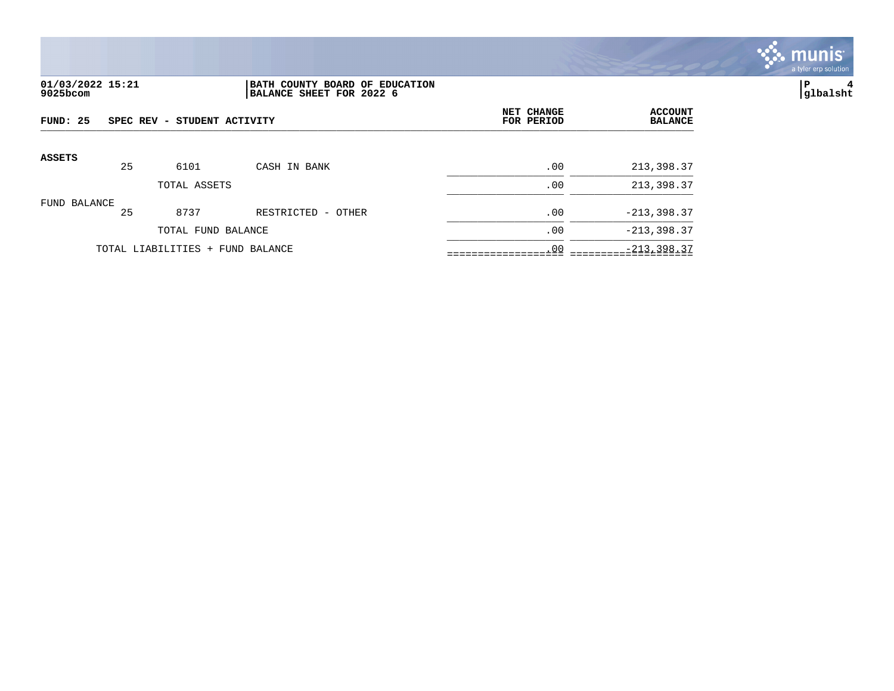**01/03/2022 15:21**
**9025bcom**

**BATH COUNTY BOARD OF EDUCATION**
**BALANCE SHEET FOR 2022 6**

**glbalsht**

| FUND: 25 | SPEC REV - STUDENT ACTIVITY | | | NET CHANGE FOR PERIOD | ACCOUNT BALANCE |
|---|---|---|---|---|---|
| **ASSETS** | | | | | |
| | 25 | 6101 | CASH IN BANK | .00 | 213,398.37 |
| | | TOTAL ASSETS | | .00 | 213,398.37 |
| FUND BALANCE | | | | | |
| | 25 | 8737 | RESTRICTED - OTHER | .00 | -213,398.37 |
| | | TOTAL FUND BALANCE | | .00 | -213,398.37 |
| | TOTAL LIABILITIES + FUND BALANCE | | | .00 | -213,398.37 |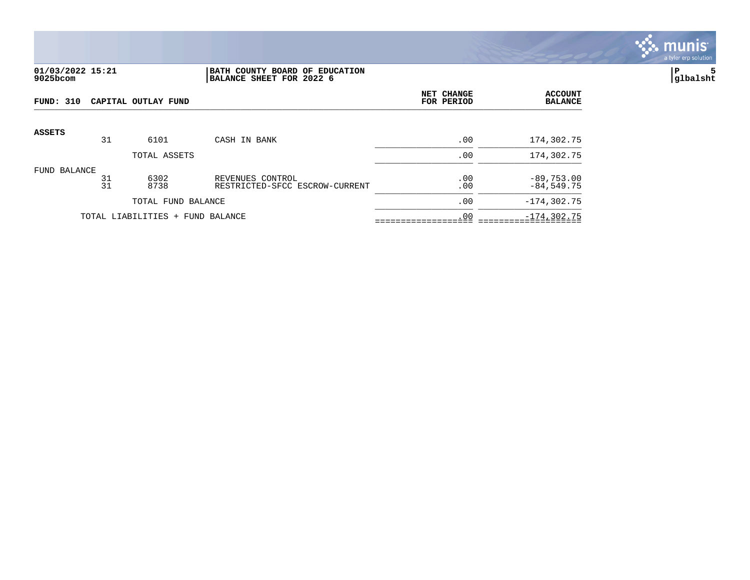01/03/2022 15:21
9025bcom

**BATH COUNTY BOARD OF EDUCATION**
**BALANCE SHEET FOR 2022 6**

P 5
glbalsht

**FUND: 310 CAPITAL OUTLAY FUND**

| | | | | NET CHANGE FOR PERIOD | ACCOUNT BALANCE |
|---|---|---|---|---|---|
| **ASSETS** | | | | | |
| | 31 | 6101 | CASH IN BANK | .00 | 174,302.75 |
| | | TOTAL ASSETS | | .00 | 174,302.75 |
| FUND BALANCE | | | | | |
| | 31 | 6302 | REVENUES CONTROL | .00 | -89,753.00 |
| | 31 | 8738 | RESTRICTED-SFCC ESCROW-CURRENT | .00 | -84,549.75 |
| | | TOTAL FUND BALANCE | | .00 | -174,302.75 |
| | TOTAL LIABILITIES + FUND BALANCE | | | .00 | -174,302.75 |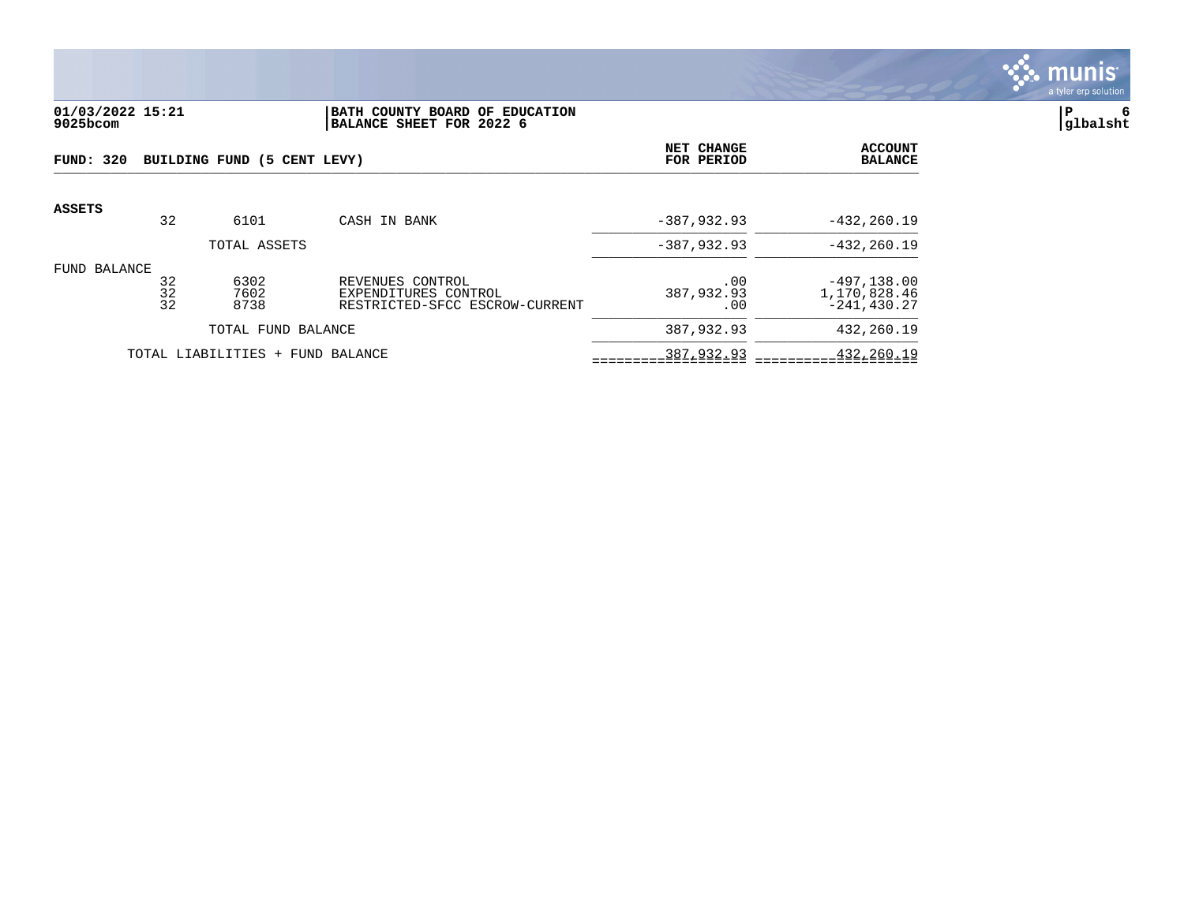**01/03/2022 15:21**
**9025bcom**

**BATH COUNTY BOARD OF EDUCATION**
**BALANCE SHEET FOR 2022 6**

**glbalsht**

| FUND: 320 BUILDING FUND (5 CENT LEVY) | | | | NET CHANGE FOR PERIOD | ACCOUNT BALANCE |
|---|---|---|---|---|---|
| **ASSETS** | | | | | |
| | 32 | 6101 | CASH IN BANK | -387,932.93 | -432,260.19 |
| | | TOTAL ASSETS | | -387,932.93 | -432,260.19 |
| FUND BALANCE | | | | | |
| | 32 | 6302 | REVENUES CONTROL | .00 | -497,138.00 |
| | 32 | 7602 | EXPENDITURES CONTROL | 387,932.93 | 1,170,828.46 |
| | 32 | 8738 | RESTRICTED-SFCC ESCROW-CURRENT | .00 | -241,430.27 |
| | | TOTAL FUND BALANCE | | 387,932.93 | 432,260.19 |
| | TOTAL LIABILITIES + FUND BALANCE | | | 387,932.93 | 432,260.19 |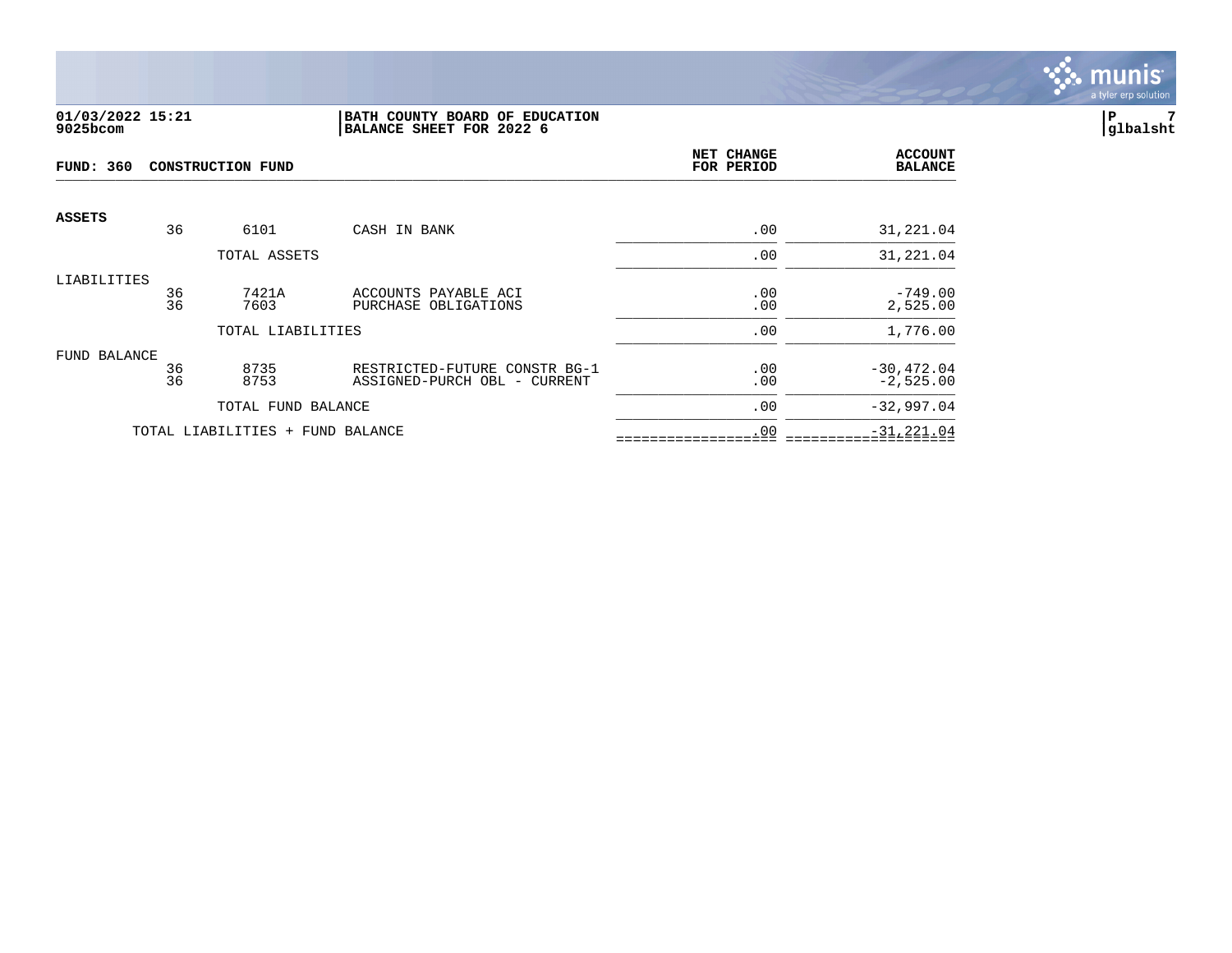**01/03/2022 15:21**
**9025bcom**

**BATH COUNTY BOARD OF EDUCATION**
**BALANCE SHEET FOR 2022 6**

**P 7**
**glbalsht**

| FUND: 360 CONSTRUCTION FUND | | | | NET CHANGE FOR PERIOD | ACCOUNT BALANCE |
|---|---|---|---|---|---|
| **ASSETS** | 36 | 6101 | CASH IN BANK | .00 | 31,221.04 |
| | | TOTAL ASSETS | | .00 | 31,221.04 |
| LIABILITIES | 36 | 7421A | ACCOUNTS PAYABLE ACI | .00 | -749.00 |
| | 36 | 7603 | PURCHASE OBLIGATIONS | .00 | 2,525.00 |
| | | TOTAL LIABILITIES | | .00 | 1,776.00 |
| FUND BALANCE | 36 | 8735 | RESTRICTED-FUTURE CONSTR BG-1 | .00 | -30,472.04 |
| | 36 | 8753 | ASSIGNED-PURCH OBL - CURRENT | .00 | -2,525.00 |
| | | TOTAL FUND BALANCE | | .00 | -32,997.04 |
| TOTAL LIABILITIES + FUND BALANCE | | | | .00 | -31,221.04 |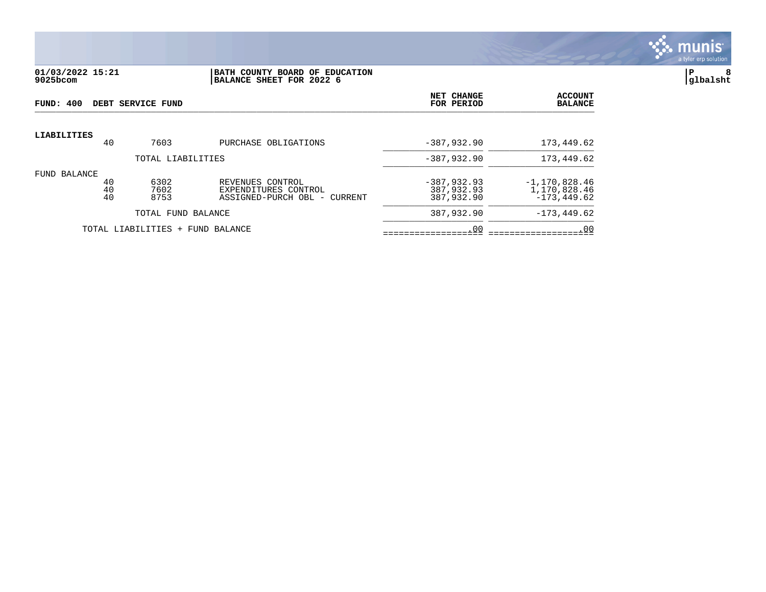**01/03/2022 15:21** | **BATH COUNTY BOARD OF EDUCATION**
**9025bcom** | **BALANCE SHEET FOR 2022 6**

**P 8**
**glbalsht**

**FUND: 400 DEBT SERVICE FUND**

| | | | | NET CHANGE FOR PERIOD | ACCOUNT BALANCE |
|---|---|---|---|---|---|
| **LIABILITIES** | | | | | |
| | 40 | 7603 | PURCHASE OBLIGATIONS | -387,932.90 | 173,449.62 |
| | | TOTAL LIABILITIES | | -387,932.90 | 173,449.62 |
| FUND BALANCE | | | | | |
| | 40 | 6302 | REVENUES CONTROL | -387,932.93 | -1,170,828.46 |
| | 40 | 7602 | EXPENDITURES CONTROL | 387,932.93 | 1,170,828.46 |
| | 40 | 8753 | ASSIGNED-PURCH OBL - CURRENT | 387,932.90 | -173,449.62 |
| | | TOTAL FUND BALANCE | | 387,932.90 | -173,449.62 |
| | TOTAL LIABILITIES + FUND BALANCE | | | .00 | .00 |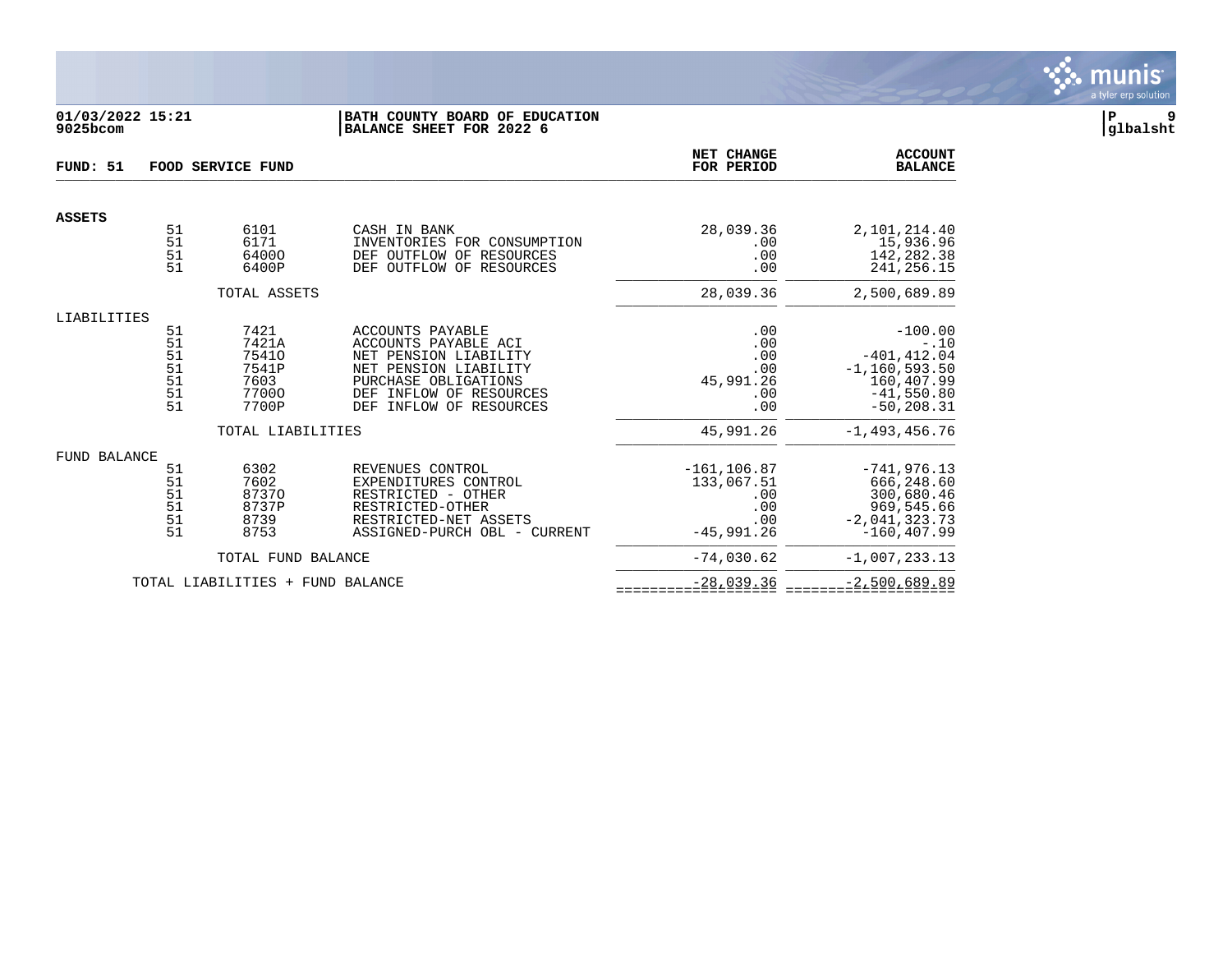**01/03/2022 15:21**
**9025bcom**

**BATH COUNTY BOARD OF EDUCATION**
**BALANCE SHEET FOR 2022 6**

**P 9**
**glbalsht**

| FUND: 51 | FOOD SERVICE FUND | | | NET CHANGE FOR PERIOD | ACCOUNT BALANCE |
|---|---|---|---|---|---|
| **ASSETS** | | | | | |
| | 51 | 6101 | CASH IN BANK | 28,039.36 | 2,101,214.40 |
| | 51 | 6171 | INVENTORIES FOR CONSUMPTION | .00 | 15,936.96 |
| | 51 | 6400O | DEF OUTFLOW OF RESOURCES | .00 | 142,282.38 |
| | 51 | 6400P | DEF OUTFLOW OF RESOURCES | .00 | 241,256.15 |
| | | TOTAL ASSETS | | 28,039.36 | 2,500,689.89 |
| LIABILITIES | | | | | |
| | 51 | 7421 | ACCOUNTS PAYABLE | .00 | -100.00 |
| | 51 | 7421A | ACCOUNTS PAYABLE ACI | .00 | -.10 |
| | 51 | 7541O | NET PENSION LIABILITY | .00 | -401,412.04 |
| | 51 | 7541P | NET PENSION LIABILITY | .00 | -1,160,593.50 |
| | 51 | 7603 | PURCHASE OBLIGATIONS | 45,991.26 | 160,407.99 |
| | 51 | 7700O | DEF INFLOW OF RESOURCES | .00 | -41,550.80 |
| | 51 | 7700P | DEF INFLOW OF RESOURCES | .00 | -50,208.31 |
| | | TOTAL LIABILITIES | | 45,991.26 | -1,493,456.76 |
| FUND BALANCE | | | | | |
| | 51 | 6302 | REVENUES CONTROL | -161,106.87 | -741,976.13 |
| | 51 | 7602 | EXPENDITURES CONTROL | 133,067.51 | 666,248.60 |
| | 51 | 8737O | RESTRICTED - OTHER | .00 | 300,680.46 |
| | 51 | 8737P | RESTRICTED-OTHER | .00 | 969,545.66 |
| | 51 | 8739 | RESTRICTED-NET ASSETS | .00 | -2,041,323.73 |
| | 51 | 8753 | ASSIGNED-PURCH OBL - CURRENT | -45,991.26 | -160,407.99 |
| | | TOTAL FUND BALANCE | | -74,030.62 | -1,007,233.13 |
| | TOTAL LIABILITIES + FUND BALANCE | | | -28,039.36 | -2,500,689.89 |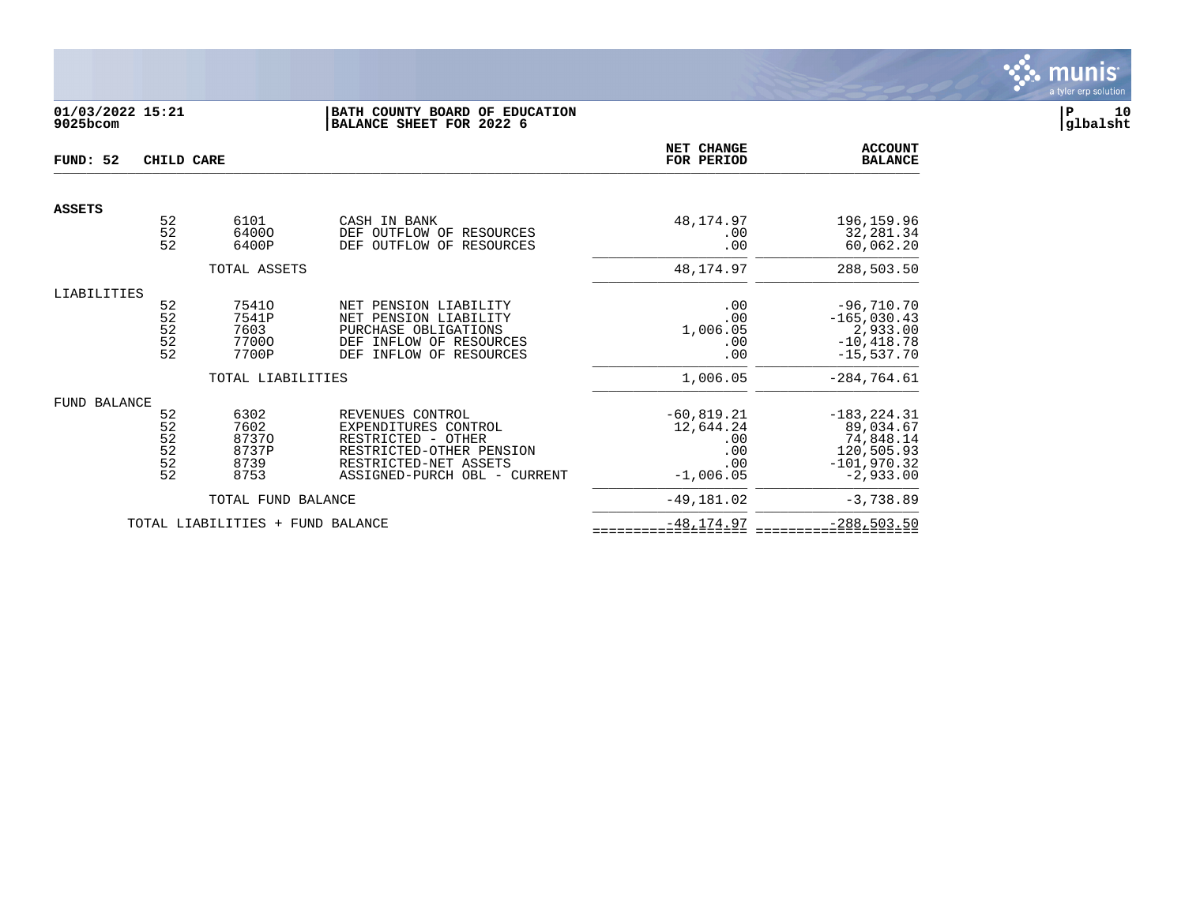**01/03/2022 15:21**
**9025bcom**

**BATH COUNTY BOARD OF EDUCATION**
**BALANCE SHEET FOR 2022 6**

**P 10**
**glbalsht**

| **FUND: 52** | **CHILD CARE** | | | **NET CHANGE FOR PERIOD** | **ACCOUNT BALANCE** |
|---|---|---|---|---|---|
| **ASSETS** | | | | | |
| | 52 | 6101 | CASH IN BANK | 48,174.97 | 196,159.96 |
| | 52 | 6400O | DEF OUTFLOW OF RESOURCES | .00 | 32,281.34 |
| | 52 | 6400P | DEF OUTFLOW OF RESOURCES | .00 | 60,062.20 |
| | | TOTAL ASSETS | | 48,174.97 | 288,503.50 |
| LIABILITIES | | | | | |
| | 52 | 7541O | NET PENSION LIABILITY | .00 | -96,710.70 |
| | 52 | 7541P | NET PENSION LIABILITY | .00 | -165,030.43 |
| | 52 | 7603 | PURCHASE OBLIGATIONS | 1,006.05 | 2,933.00 |
| | 52 | 7700O | DEF INFLOW OF RESOURCES | .00 | -10,418.78 |
| | 52 | 7700P | DEF INFLOW OF RESOURCES | .00 | -15,537.70 |
| | | TOTAL LIABILITIES | | 1,006.05 | -284,764.61 |
| FUND BALANCE | | | | | |
| | 52 | 6302 | REVENUES CONTROL | -60,819.21 | -183,224.31 |
| | 52 | 7602 | EXPENDITURES CONTROL | 12,644.24 | 89,034.67 |
| | 52 | 8737O | RESTRICTED - OTHER | .00 | 74,848.14 |
| | 52 | 8737P | RESTRICTED-OTHER PENSION | .00 | 120,505.93 |
| | 52 | 8739 | RESTRICTED-NET ASSETS | .00 | -101,970.32 |
| | 52 | 8753 | ASSIGNED-PURCH OBL - CURRENT | -1,006.05 | -2,933.00 |
| | | TOTAL FUND BALANCE | | -49,181.02 | -3,738.89 |
| | TOTAL LIABILITIES + FUND BALANCE | | | -48,174.97 | -288,503.50 |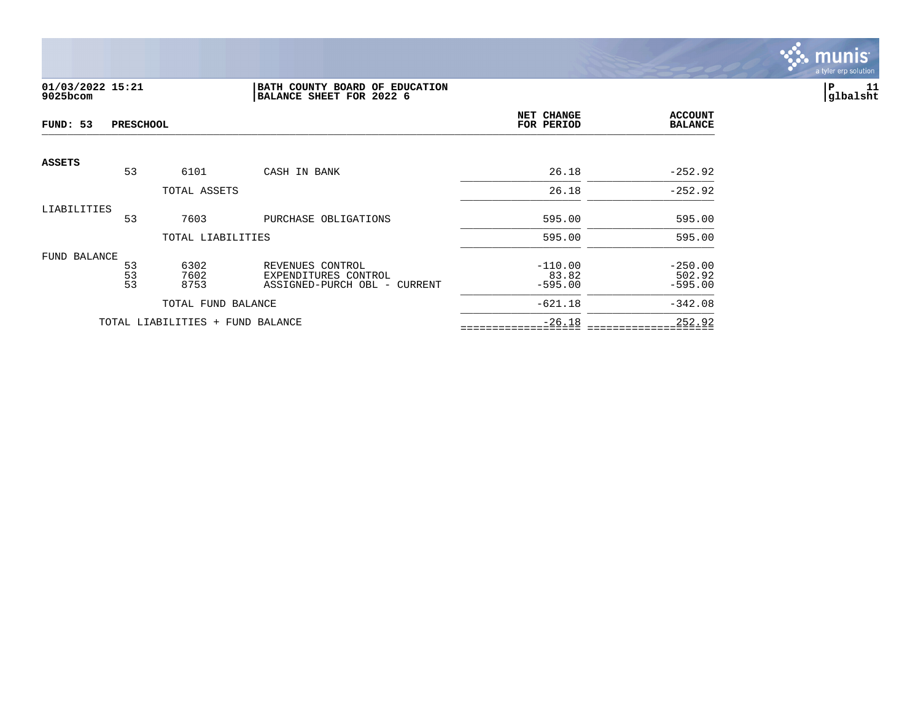01/03/2022 15:21
9025bcom

**BATH COUNTY BOARD OF EDUCATION**
**BALANCE SHEET FOR 2022 6**

P 11
glbalsht

| FUND: 53 PRESCHOOL | | | | NET CHANGE FOR PERIOD | ACCOUNT BALANCE |
|---|---|---|---|---|---|
| **ASSETS** | | | | | |
| | 53 | 6101 | CASH IN BANK | 26.18 | -252.92 |
| | | TOTAL ASSETS | | 26.18 | -252.92 |
| LIABILITIES | | | | | |
| | 53 | 7603 | PURCHASE OBLIGATIONS | 595.00 | 595.00 |
| | | TOTAL LIABILITIES | | 595.00 | 595.00 |
| FUND BALANCE | | | | | |
| | 53 | 6302 | REVENUES CONTROL | -110.00 | -250.00 |
| | 53 | 7602 | EXPENDITURES CONTROL | 83.82 | 502.92 |
| | 53 | 8753 | ASSIGNED-PURCH OBL - CURRENT | -595.00 | -595.00 |
| | | TOTAL FUND BALANCE | | -621.18 | -342.08 |
| | TOTAL LIABILITIES + FUND BALANCE | | | -26.18 | 252.92 |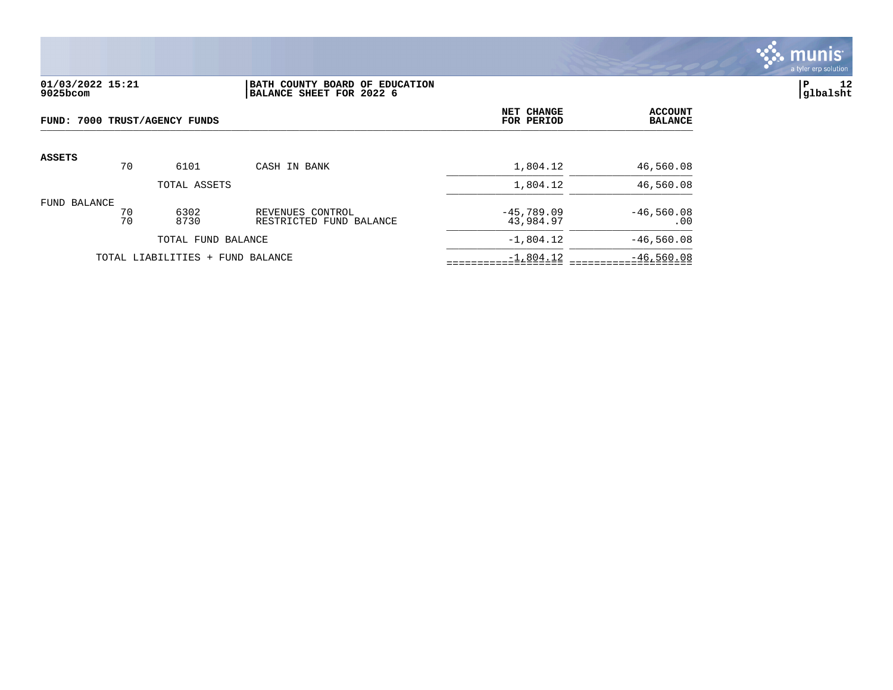**01/03/2022 15:21**
**9025bcom**

**BATH COUNTY BOARD OF EDUCATION**
**BALANCE SHEET FOR 2022 6**

**P 12**
**glbalsht**

| FUND: 7000 TRUST/AGENCY FUNDS | | | | NET CHANGE FOR PERIOD | ACCOUNT BALANCE |
|---|---|---|---|---|---|
| **ASSETS** | | | | | |
| | 70 | 6101 | CASH IN BANK | 1,804.12 | 46,560.08 |
| | | TOTAL ASSETS | | 1,804.12 | 46,560.08 |
| FUND BALANCE | | | | | |
| | 70 | 6302 | REVENUES CONTROL | -45,789.09 | -46,560.08 |
| | 70 | 8730 | RESTRICTED FUND BALANCE | 43,984.97 | .00 |
| | | TOTAL FUND BALANCE | | -1,804.12 | -46,560.08 |
| | TOTAL LIABILITIES + FUND BALANCE | | | -1,804.12 | -46,560.08 |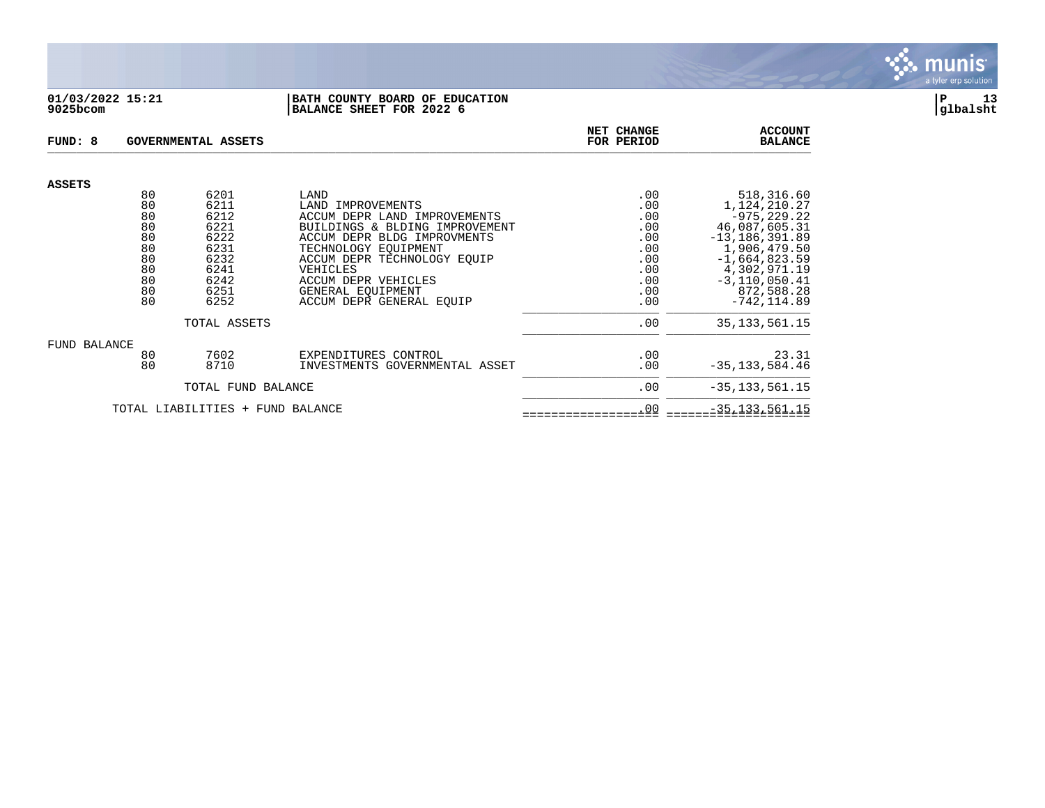**01/03/2022 15:21**
**9025bcom**

**BATH COUNTY BOARD OF EDUCATION**
**BALANCE SHEET FOR 2022 6**

**P 13**
**glbalsht**

| FUND: 8 | GOVERNMENTAL ASSETS | | NET CHANGE FOR PERIOD | ACCOUNT BALANCE |
|---|---|---|---|---|
| **ASSETS** | | | | |
| 80 | 6201 | LAND | .00 | 518,316.60 |
| 80 | 6211 | LAND IMPROVEMENTS | .00 | 1,124,210.27 |
| 80 | 6212 | ACCUM DEPR LAND IMPROVEMENTS | .00 | -975,229.22 |
| 80 | 6221 | BUILDINGS & BLDING IMPROVEMENT | .00 | 46,087,605.31 |
| 80 | 6222 | ACCUM DEPR BLDG IMPROVMENTS | .00 | -13,186,391.89 |
| 80 | 6231 | TECHNOLOGY EQUIPMENT | .00 | 1,906,479.50 |
| 80 | 6232 | ACCUM DEPR TECHNOLOGY EQUIP | .00 | -1,664,823.59 |
| 80 | 6241 | VEHICLES | .00 | 4,302,971.19 |
| 80 | 6242 | ACCUM DEPR VEHICLES | .00 | -3,110,050.41 |
| 80 | 6251 | GENERAL EQUIPMENT | .00 | 872,588.28 |
| 80 | 6252 | ACCUM DEPR GENERAL EQUIP | .00 | -742,114.89 |
| | TOTAL ASSETS | | .00 | 35,133,561.15 |
| FUND BALANCE | | | | |
| 80 | 7602 | EXPENDITURES CONTROL | .00 | 23.31 |
| 80 | 8710 | INVESTMENTS GOVERNMENTAL ASSET | .00 | -35,133,584.46 |
| | TOTAL FUND BALANCE | | .00 | -35,133,561.15 |
| TOTAL LIABILITIES + FUND BALANCE | | | .00 | -35,133,561.15 |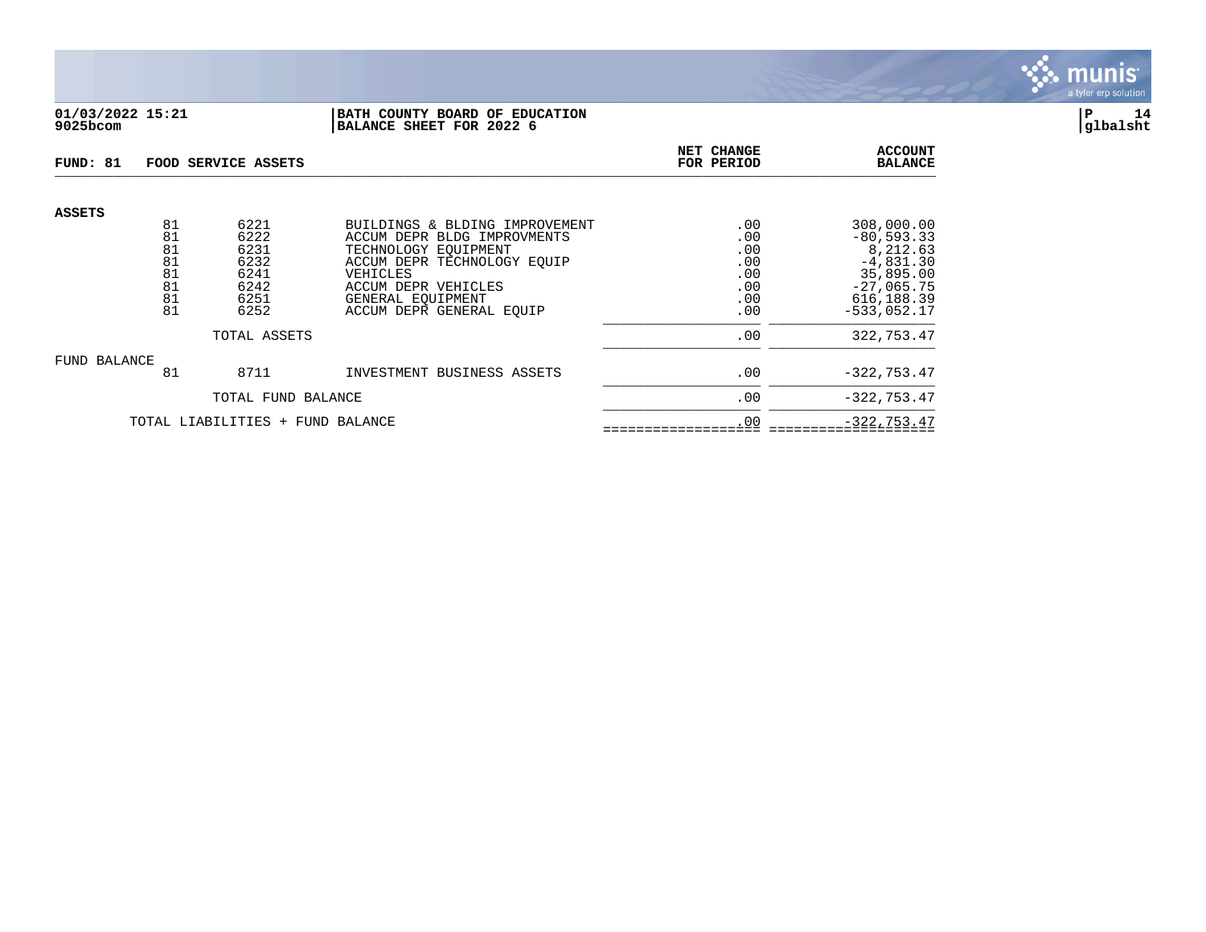**01/03/2022 15:21** | **BATH COUNTY BOARD OF EDUCATION** | **P 14**
**9025bcom** | **BALANCE SHEET FOR 2022 6** | **glbalsht**

| FUND: 81 | | | FOOD SERVICE ASSETS | NET CHANGE FOR PERIOD | ACCOUNT BALANCE |
|---|---|---|---|---|---|
| **ASSETS** | | | | | |
| | 81 | 6221 | BUILDINGS & BLDING IMPROVEMENT | .00 | 308,000.00 |
| | 81 | 6222 | ACCUM DEPR BLDG IMPROVMENTS | .00 | -80,593.33 |
| | 81 | 6231 | TECHNOLOGY EQUIPMENT | .00 | 8,212.63 |
| | 81 | 6232 | ACCUM DEPR TECHNOLOGY EQUIP | .00 | -4,831.30 |
| | 81 | 6241 | VEHICLES | .00 | 35,895.00 |
| | 81 | 6242 | ACCUM DEPR VEHICLES | .00 | -27,065.75 |
| | 81 | 6251 | GENERAL EQUIPMENT | .00 | 616,188.39 |
| | 81 | 6252 | ACCUM DEPR GENERAL EQUIP | .00 | -533,052.17 |
| | | TOTAL ASSETS | | .00 | 322,753.47 |
| FUND BALANCE | | | | | |
| | 81 | 8711 | INVESTMENT BUSINESS ASSETS | .00 | -322,753.47 |
| | | TOTAL FUND BALANCE | | .00 | -322,753.47 |
| | TOTAL LIABILITIES + FUND BALANCE | | | .00 | -322,753.47 |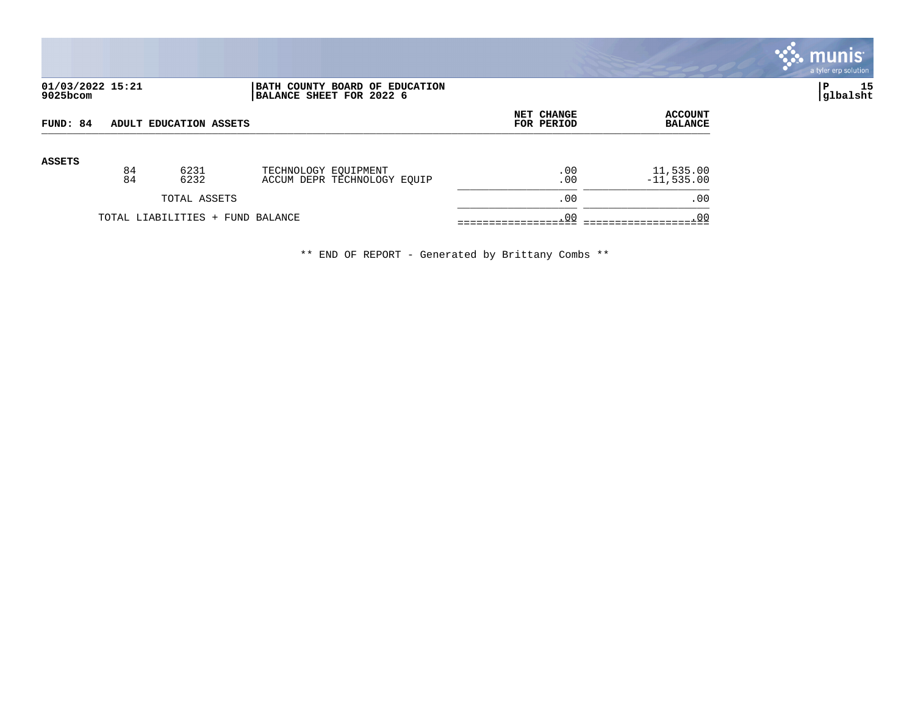**01/03/2022 15:21**
**9025bcom**

**BATH COUNTY BOARD OF EDUCATION**
**BALANCE SHEET FOR 2022 6**

**P 15**
**glbalsht**

| FUND: 84 ADULT EDUCATION ASSETS | | | | NET CHANGE FOR PERIOD | ACCOUNT BALANCE |
|---|---|---|---|---|---|
| **ASSETS** | | | | | |
| | 84 | 6231 | TECHNOLOGY EQUIPMENT | .00 | 11,535.00 |
| | 84 | 6232 | ACCUM DEPR TECHNOLOGY EQUIP | .00 | -11,535.00 |
| | TOTAL ASSETS | | | .00 | .00 |
| | TOTAL LIABILITIES + FUND BALANCE | | | .00 | .00 |

** END OF REPORT - Generated by Brittany Combs **